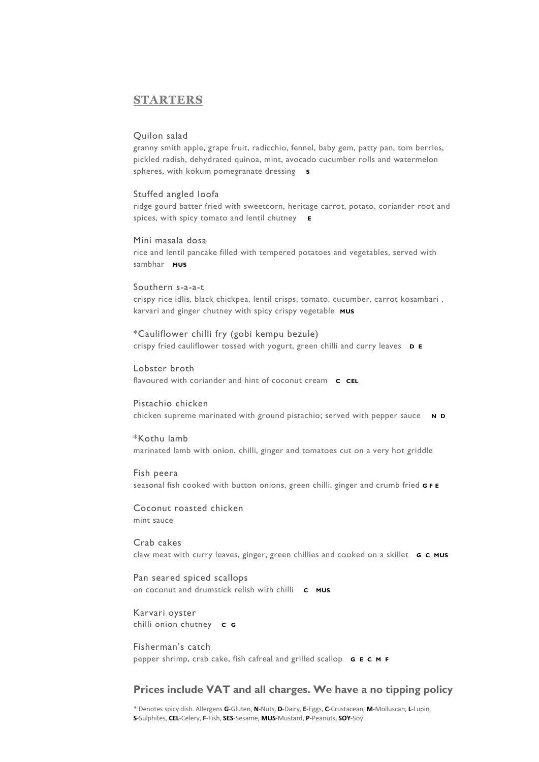## STARTERS

Quilon salad
granny smith apple, grape fruit, radicchio, fennel, baby gem, patty pan, tom berries, pickled radish, dehydrated quinoa, mint, avocado cucumber rolls and watermelon spheres, with kokum pomegranate dressing **S**

Stuffed angled loofa
ridge gourd batter fried with sweetcorn, heritage carrot, potato, coriander root and spices, with spicy tomato and lentil chutney **E**

Mini masala dosa
rice and lentil pancake filled with tempered potatoes and vegetables, served with sambhar **MUS**

Southern s-a-a-t
crispy rice idlis, black chickpea, lentil crisps, tomato, cucumber, carrot kosambari , karvari and ginger chutney with spicy crispy vegetable **MUS**

*Cauliflower chilli fry (gobi kempu bezule)
crispy fried cauliflower tossed with yogurt, green chilli and curry leaves **D E**

Lobster broth
flavoured with coriander and hint of coconut cream **C CEL**

Pistachio chicken
chicken supreme marinated with ground pistachio; served with pepper sauce **N D**

*Kothu lamb
marinated lamb with onion, chilli, ginger and tomatoes cut on a very hot griddle

Fish peera
seasonal fish cooked with button onions, green chilli, ginger and crumb fried **G F E**

Coconut roasted chicken
mint sauce

Crab cakes
claw meat with curry leaves, ginger, green chillies and cooked on a skillet **G C MUS**

Pan seared spiced scallops
on coconut and drumstick relish with chilli **C MUS**

Karvari oyster
chilli onion chutney **C G**

Fisherman's catch
pepper shrimp, crab cake, fish cafreal and grilled scallop **G E C M F**

### Prices include VAT and all charges. We have a no tipping policy

* Denotes spicy dish. Allergens **G**-Gluten, **N**-Nuts, **D**-Dairy, **E**-Eggs, **C**-Crustacean, **M**-Molluscan, **L**-Lupin, **S**-Sulphites, **CEL**-Celery, **F**-Fish, **SES**-Sesame, **MUS**-Mustard, **P**-Peanuts, **SOY**-Soy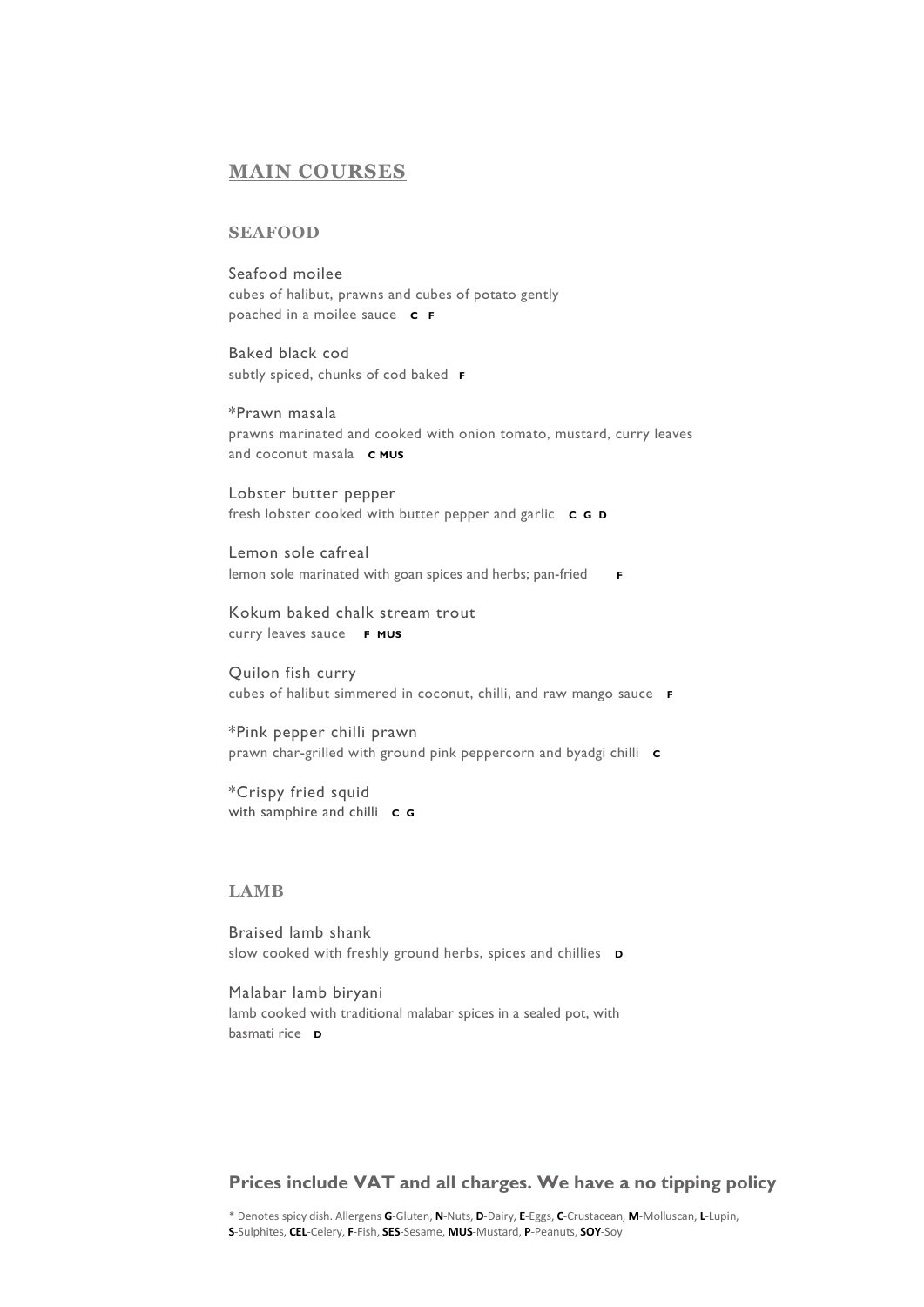## MAIN COURSES

### SEAFOOD

Seafood moilee
cubes of halibut, prawns and cubes of potato gently poached in a moilee sauce **C F**

Baked black cod
subtly spiced, chunks of cod baked **F**

*Prawn masala
prawns marinated and cooked with onion tomato, mustard, curry leaves and coconut masala **C MUS**

Lobster butter pepper
fresh lobster cooked with butter pepper and garlic **C G D**

Lemon sole cafreal
lemon sole marinated with goan spices and herbs; pan-fried **F**

Kokum baked chalk stream trout
curry leaves sauce **F MUS**

Quilon fish curry
cubes of halibut simmered in coconut, chilli, and raw mango sauce **F**

*Pink pepper chilli prawn
prawn char-grilled with ground pink peppercorn and byadgi chilli **C**

*Crispy fried squid
with samphire and chilli **C G**

### LAMB

Braised lamb shank
slow cooked with freshly ground herbs, spices and chillies **D**

Malabar lamb biryani
lamb cooked with traditional malabar spices in a sealed pot, with basmati rice **D**

**Prices include VAT and all charges. We have a no tipping policy**

* Denotes spicy dish. Allergens **G**-Gluten, **N**-Nuts, **D**-Dairy, **E**-Eggs, **C**-Crustacean, **M**-Molluscan, **L**-Lupin, **S**-Sulphites, **CEL**-Celery, **F**-Fish, **SES**-Sesame, **MUS**-Mustard, **P**-Peanuts, **SOY**-Soy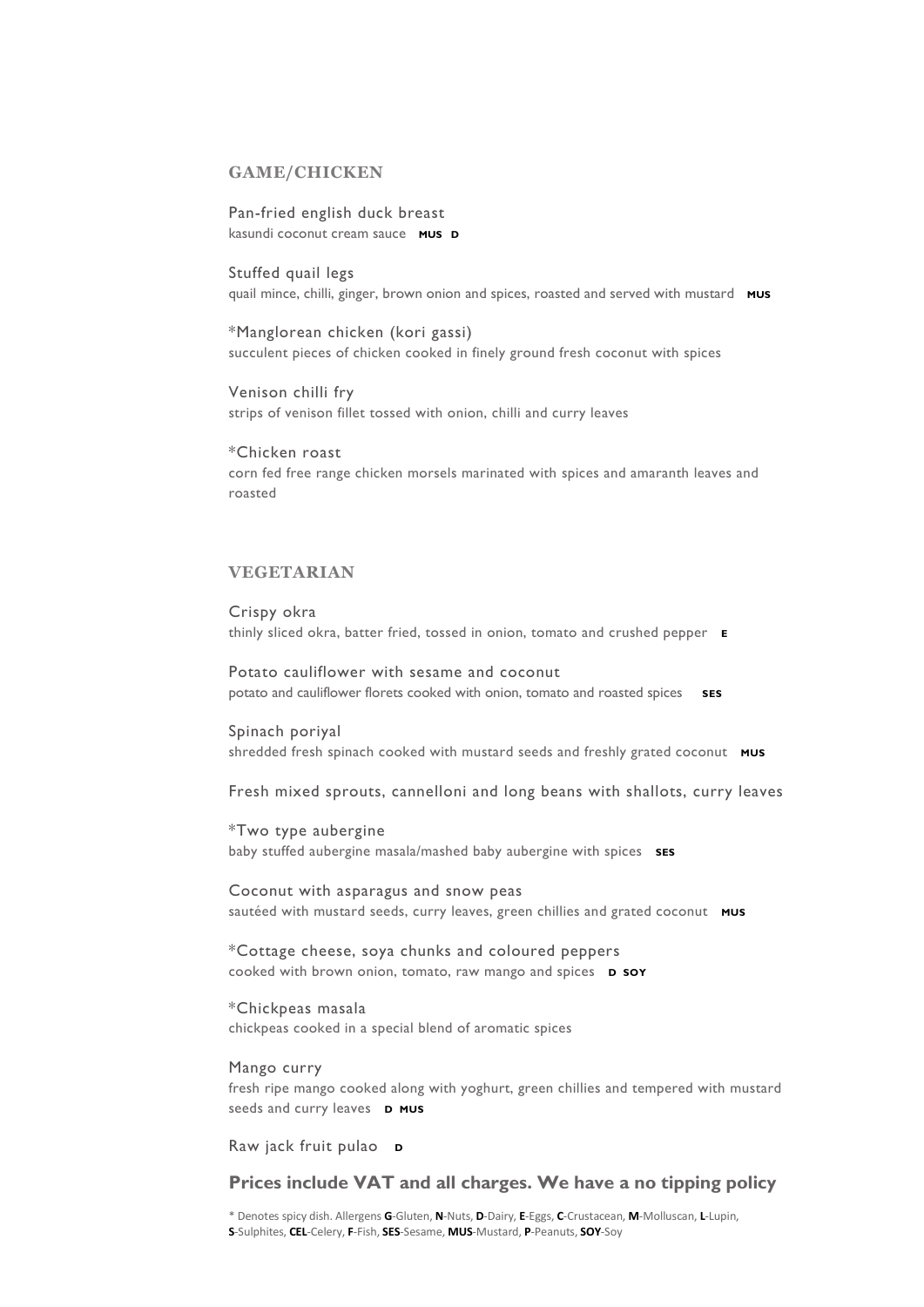## GAME/CHICKEN

Pan-fried english duck breast
kasundi coconut cream sauce **MUS D**

Stuffed quail legs
quail mince, chilli, ginger, brown onion and spices, roasted and served with mustard **MUS**

*Manglorean chicken (kori gassi)
succulent pieces of chicken cooked in finely ground fresh coconut with spices

Venison chilli fry
strips of venison fillet tossed with onion, chilli and curry leaves

*Chicken roast
corn fed free range chicken morsels marinated with spices and amaranth leaves and roasted

## VEGETARIAN

Crispy okra
thinly sliced okra, batter fried, tossed in onion, tomato and crushed pepper **E**

Potato cauliflower with sesame and coconut
potato and cauliflower florets cooked with onion, tomato and roasted spices **SES**

Spinach poriyal
shredded fresh spinach cooked with mustard seeds and freshly grated coconut **MUS**

Fresh mixed sprouts, cannelloni and long beans with shallots, curry leaves

*Two type aubergine
baby stuffed aubergine masala/mashed baby aubergine with spices **SES**

Coconut with asparagus and snow peas
sautéed with mustard seeds, curry leaves, green chillies and grated coconut **MUS**

*Cottage cheese, soya chunks and coloured peppers
cooked with brown onion, tomato, raw mango and spices **D SOY**

*Chickpeas masala
chickpeas cooked in a special blend of aromatic spices

Mango curry
fresh ripe mango cooked along with yoghurt, green chillies and tempered with mustard seeds and curry leaves **D MUS**

Raw jack fruit pulao **D**

**Prices include VAT and all charges. We have a no tipping policy**

* Denotes spicy dish. Allergens **G**-Gluten, **N**-Nuts, **D**-Dairy, **E**-Eggs, **C**-Crustacean, **M**-Molluscan, **L**-Lupin, **S**-Sulphites, **CEL**-Celery, **F**-Fish, **SES**-Sesame, **MUS**-Mustard, **P**-Peanuts, **SOY**-Soy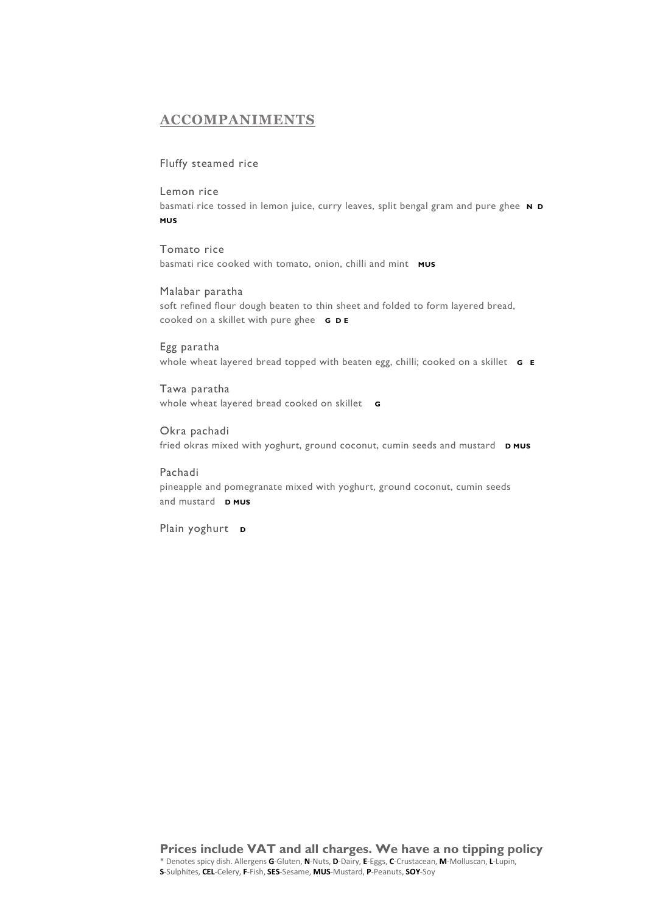## ACCOMPANIMENTS

Fluffy steamed rice

Lemon rice
basmati rice tossed in lemon juice, curry leaves, split bengal gram and pure ghee **N D MUS**

Tomato rice
basmati rice cooked with tomato, onion, chilli and mint **MUS**

Malabar paratha
soft refined flour dough beaten to thin sheet and folded to form layered bread, cooked on a skillet with pure ghee **G D E**

Egg paratha
whole wheat layered bread topped with beaten egg, chilli; cooked on a skillet **G E**

Tawa paratha
whole wheat layered bread cooked on skillet **G**

Okra pachadi
fried okras mixed with yoghurt, ground coconut, cumin seeds and mustard **D MUS**

Pachadi
pineapple and pomegranate mixed with yoghurt, ground coconut, cumin seeds and mustard **D MUS**

Plain yoghurt **D**

**Prices include VAT and all charges. We have a no tipping policy**
* Denotes spicy dish. Allergens **G**-Gluten, **N**-Nuts, **D**-Dairy, **E**-Eggs, **C**-Crustacean, **M**-Molluscan, **L**-Lupin, **S**-Sulphites, **CEL**-Celery, **F**-Fish, **SES**-Sesame, **MUS**-Mustard, **P**-Peanuts, **SOY**-Soy